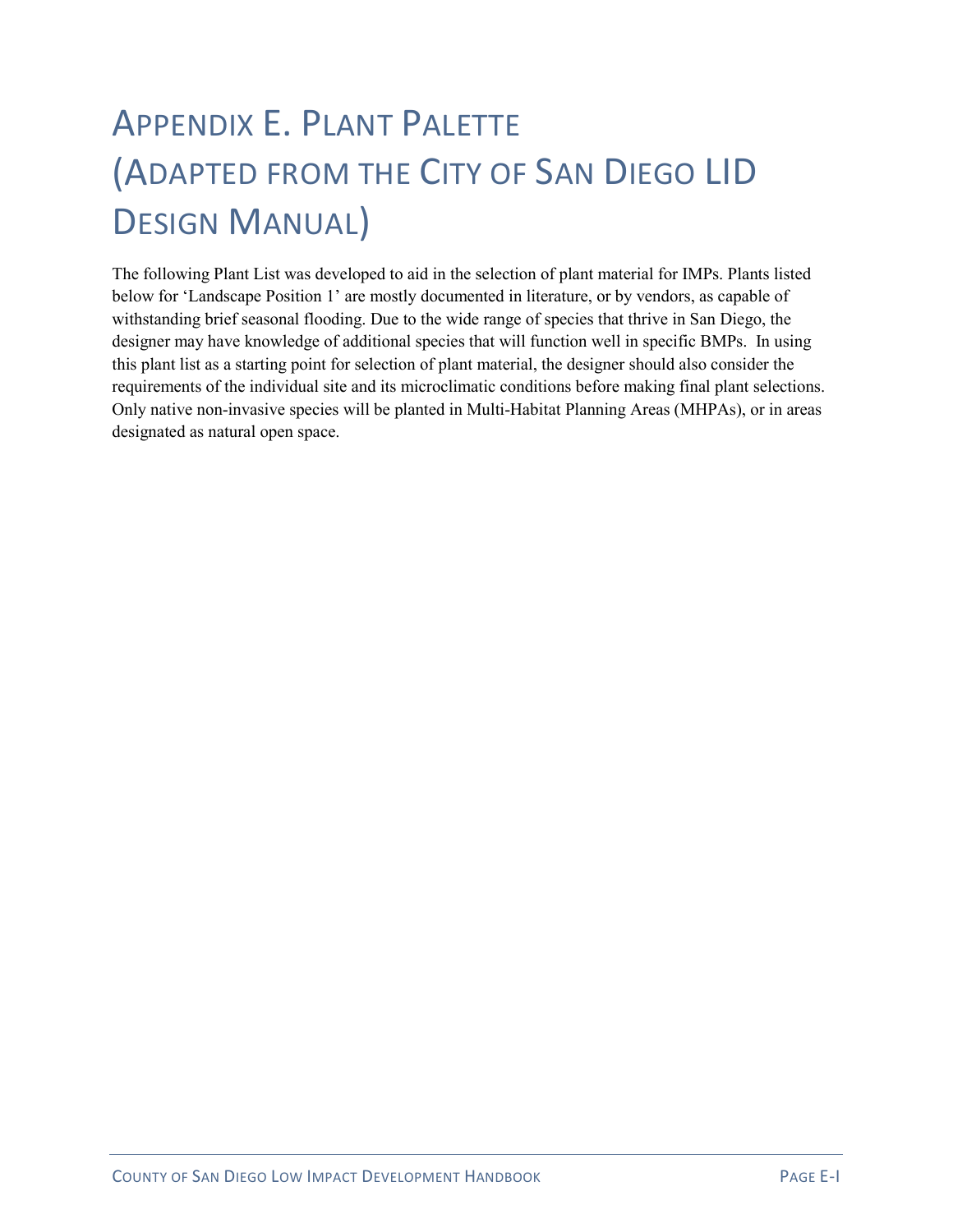# Appendix E. Plant Palette (Adapted from the City of San Diego LID Design Manual)

The following Plant List was developed to aid in the selection of plant material for IMPs. Plants listed below for 'Landscape Position 1' are mostly documented in literature, or by vendors, as capable of withstanding brief seasonal flooding. Due to the wide range of species that thrive in San Diego, the designer may have knowledge of additional species that will function well in specific BMPs. In using this plant list as a starting point for selection of plant material, the designer should also consider the requirements of the individual site and its microclimatic conditions before making final plant selections. Only native non-invasive species will be planted in Multi-Habitat Planning Areas (MHPAs), or in areas designated as natural open space.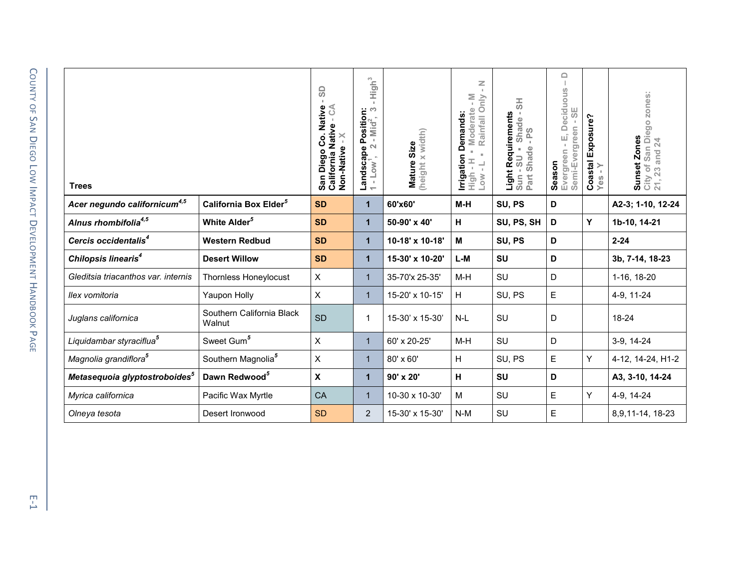| Trees | | San Diego Co. Native - SD California Native - CA Non-Native - X | Landscape Position: 1 - Low[1], 2 - Mid[2], 3 - High[3] | Mature Size (height x width) | Irrigation Demands: High - H ▪ Moderate - M Low - L ▪ Rainfall Only - N | Light Requirements Sun - SU ▪ Shade - SH Part Shade - PS | Season Evergreen - E, Deciduous – D Semi-Evergreen - SE | Coastal Exposure? Yes - Y | Sunset Zones City of San Diego zones: 21, 23 and 24 |
|---|---|---|---|---|---|---|---|---|---|
| ***Acer negundo californicum***[4,5] | **California Box Elder**[5] | **SD** | **1** | **60'x60'** | **M-H** | **SU, PS** | **D** | | **A2-3; 1-10, 12-24** |
| ***Alnus rhombifolia***[4,5] | **White Alder**[5] | **SD** | **1** | **50-90' x 40'** | **H** | **SU, PS, SH** | **D** | **Y** | **1b-10, 14-21** |
| ***Cercis occidentalis***[4] | **Western Redbud** | **SD** | **1** | **10-18' x 10-18'** | **M** | **SU, PS** | **D** | | **2-24** |
| ***Chilopsis linearis***[4] | **Desert Willow** | **SD** | **1** | **15-30' x 10-20'** | **L-M** | **SU** | **D** | | **3b, 7-14, 18-23** |
| *Gleditsia triacanthos var. internis* | Thornless Honeylocust | X | 1 | 35-70'x 25-35' | M-H | SU | D | | 1-16, 18-20 |
| *Ilex vomitoria* | Yaupon Holly | X | 1 | 15-20' x 10-15' | H | SU, PS | E | | 4-9, 11-24 |
| *Juglans californica* | Southern California Black Walnut | SD | 1 | 15-30' x 15-30' | N-L | SU | D | | 18-24 |
| *Liquidambar styraciflua*[5] | Sweet Gum[5] | X | 1 | 60' x 20-25' | M-H | SU | D | | 3-9, 14-24 |
| *Magnolia grandiflora*[5] | Southern Magnolia[5] | X | 1 | 80' x 60' | H | SU, PS | E | Y | 4-12, 14-24, H1-2 |
| ***Metasequoia glyptostroboides***[5] | **Dawn Redwood**[5] | **X** | **1** | **90' x 20'** | **H** | **SU** | **D** | | **A3, 3-10, 14-24** |
| *Myrica californica* | Pacific Wax Myrtle | CA | 1 | 10-30 x 10-30' | M | SU | E | Y | 4-9, 14-24 |
| *Olneya tesota* | Desert Ironwood | SD | 2 | 15-30' x 15-30' | N-M | SU | E | | 8,9,11-14, 18-23 |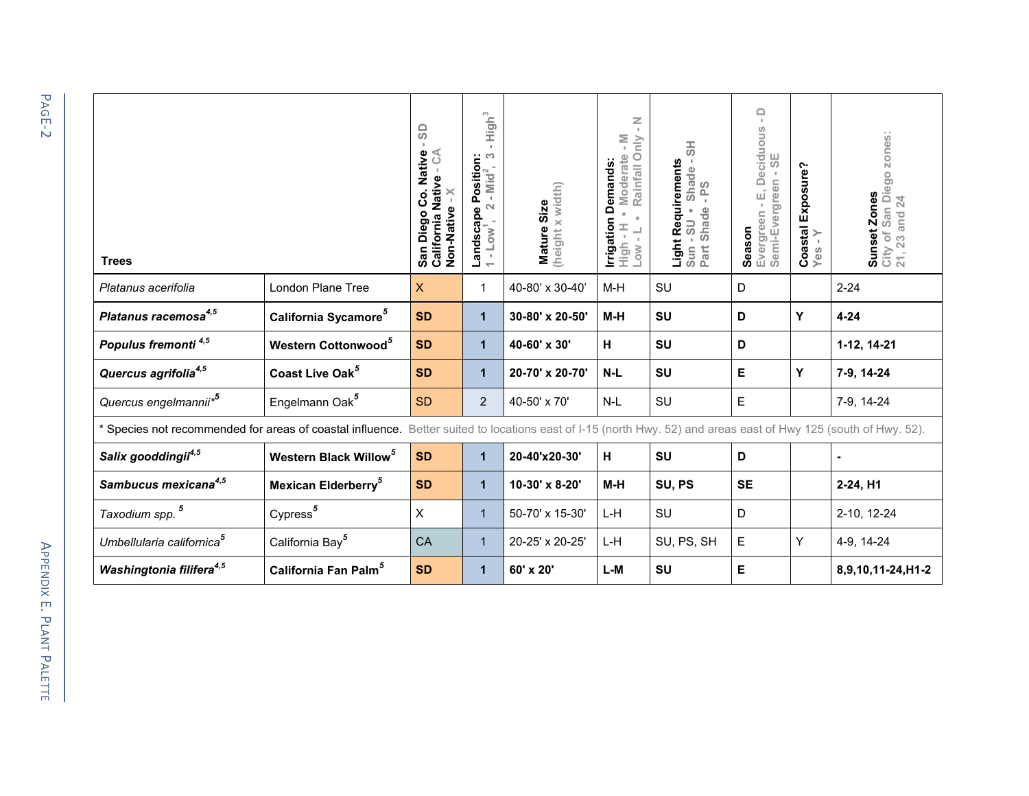| Trees | | San Diego Co. Native - SD California Native - CA Non-Native - X | Landscape Position: 1 - Low[1], 2 - Mid[2], 3 - High[3] | Mature Size (height x width) | Irrigation Demands: High - H ▪ Moderate - M Low - L ▪ Rainfall Only - N | Light Requirements Sun - SU ▪ Shade - SH Part Shade - PS | Season Evergreen - E, Deciduous - D Semi-Evergreen - SE | Coastal Exposure? Yes - Y | Sunset Zones City of San Diego zones: 21, 23 and 24 |
|---|---|---|---|---|---|---|---|---|---|
| *Platanus acerifolia* | London Plane Tree | X | 1 | 40-80' x 30-40' | M-H | SU | D | | 2-24 |
| ***Platanus racemosa***[4,5] | **California Sycamore**[5] | **SD** | **1** | **30-80' x 20-50'** | **M-H** | **SU** | **D** | **Y** | **4-24** |
| ***Populus fremonti***[4,5] | **Western Cottonwood**[5] | **SD** | **1** | **40-60' x 30'** | **H** | **SU** | **D** | | **1-12, 14-21** |
| ***Quercus agrifolia***[4,5] | **Coast Live Oak**[5] | **SD** | **1** | **20-70' x 20-70'** | **N-L** | **SU** | **E** | **Y** | **7-9, 14-24** |
| *Quercus engelmannii**[5] | Engelmann Oak[5] | SD | 2 | 40-50' x 70' | N-L | SU | E | | 7-9, 14-24 |
| * Species not recommended for areas of coastal influence. Better suited to locations east of I-15 (north Hwy. 52) and areas east of Hwy 125 (south of Hwy. 52). | | | | | | | | | |
| ***Salix gooddingii***[4,5] | **Western Black Willow**[5] | **SD** | **1** | **20-40'x20-30'** | **H** | **SU** | **D** | | **-** |
| ***Sambucus mexicana***[4,5] | **Mexican Elderberry**[5] | **SD** | **1** | **10-30' x 8-20'** | **M-H** | **SU, PS** | **SE** | | **2-24, H1** |
| *Taxodium spp.*[5] | Cypress[5] | X | 1 | 50-70' x 15-30' | L-H | SU | D | | 2-10, 12-24 |
| *Umbellularia californica*[5] | California Bay[5] | CA | 1 | 20-25' x 20-25' | L-H | SU, PS, SH | E | Y | 4-9, 14-24 |
| ***Washingtonia filifera***[4,5] | **California Fan Palm**[5] | **SD** | **1** | **60' x 20'** | **L-M** | **SU** | **E** | | **8,9,10,11-24,H1-2** |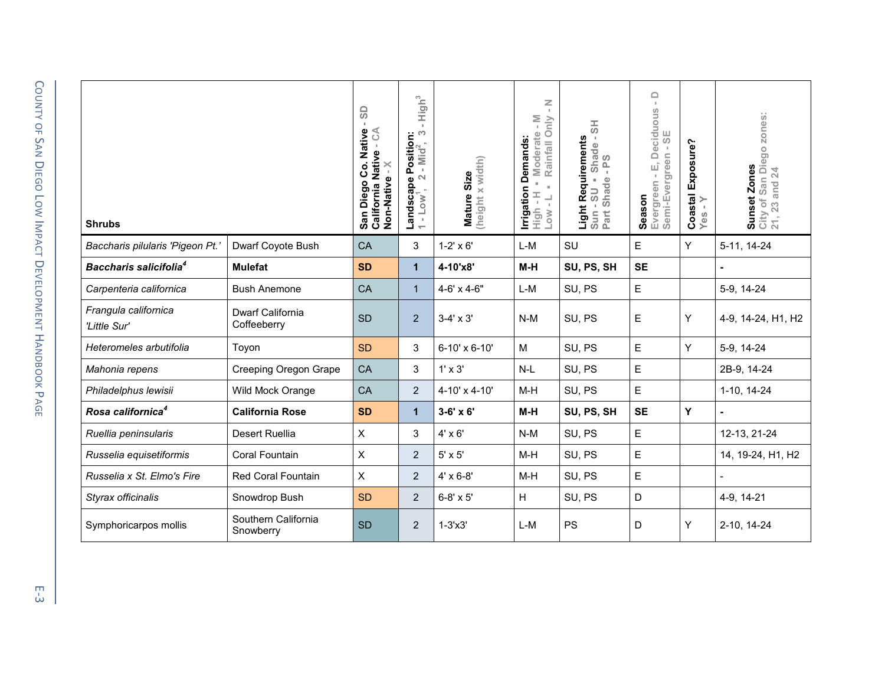| Shrubs | | San Diego Co. Native - SD California Native - CA Non-Native - X | Landscape Position: 1 - Low[1], 2 - Mid[2], 3 - High[3] | Mature Size (height x width) | Irrigation Demands: High - H ▪ Moderate - M Low - L ▪ Rainfall Only - N | Light Requirements Sun - SU ▪ Shade - SH Part Shade - PS | Season Evergreen - E, Deciduous - D Semi-Evergreen - SE | Coastal Exposure? Yes - Y | Sunset Zones City of San Diego zones: 21, 23 and 24 |
|---|---|---|---|---|---|---|---|---|---|
| *Baccharis pilularis 'Pigeon Pt.'* | Dwarf Coyote Bush | CA | 3 | 1-2' x 6' | L-M | SU | E | Y | 5-11, 14-24 |
| ***Baccharis salicifolia*[4]** | **Mulefat** | **SD** | **1** | **4-10'x8'** | **M-H** | **SU, PS, SH** | **SE** | | **-** |
| *Carpenteria californica* | Bush Anemone | CA | 1 | 4-6' x 4-6" | L-M | SU, PS | E | | 5-9, 14-24 |
| *Frangula californica 'Little Sur'* | Dwarf California Coffeeberry | SD | 2 | 3-4' x 3' | N-M | SU, PS | E | Y | 4-9, 14-24, H1, H2 |
| *Heteromeles arbutifolia* | Toyon | SD | 3 | 6-10' x 6-10' | M | SU, PS | E | Y | 5-9, 14-24 |
| *Mahonia repens* | Creeping Oregon Grape | CA | 3 | 1' x 3' | N-L | SU, PS | E | | 2B-9, 14-24 |
| *Philadelphus lewisii* | Wild Mock Orange | CA | 2 | 4-10' x 4-10' | M-H | SU, PS | E | | 1-10, 14-24 |
| ***Rosa californica*[4]** | **California Rose** | **SD** | **1** | **3-6' x 6'** | **M-H** | **SU, PS, SH** | **SE** | **Y** | **-** |
| *Ruellia peninsularis* | Desert Ruellia | X | 3 | 4' x 6' | N-M | SU, PS | E | | 12-13, 21-24 |
| *Russelia equisetiformis* | Coral Fountain | X | 2 | 5' x 5' | M-H | SU, PS | E | | 14, 19-24, H1, H2 |
| *Russelia x St. Elmo's Fire* | Red Coral Fountain | X | 2 | 4' x 6-8' | M-H | SU, PS | E | | - |
| *Styrax officinalis* | Snowdrop Bush | SD | 2 | 6-8' x 5' | H | SU, PS | D | | 4-9, 14-21 |
| Symphoricarpos mollis | Southern California Snowberry | SD | 2 | 1-3'x3' | L-M | PS | D | Y | 2-10, 14-24 |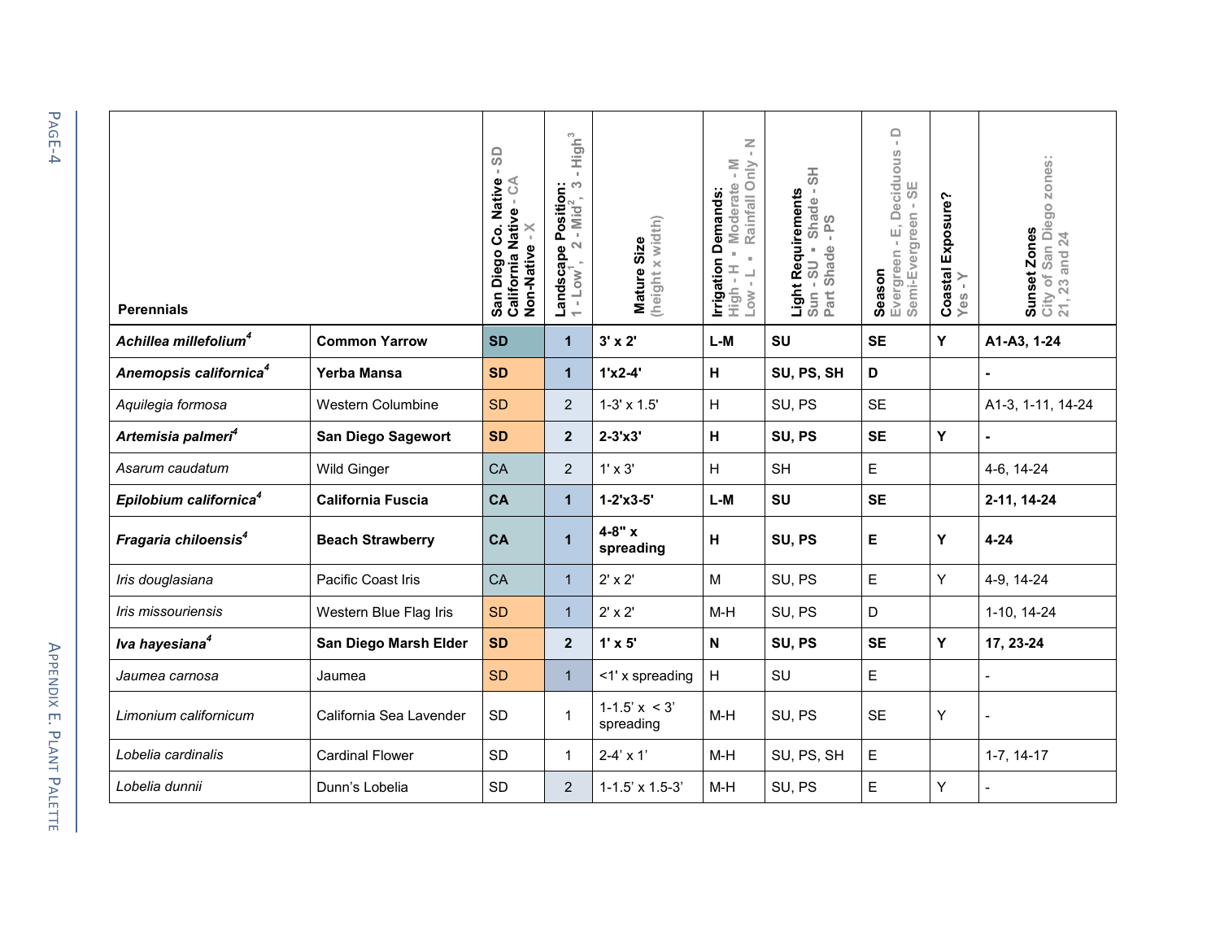| Perennials | | San Diego Co. Native - SD California Native - CA Non-Native - X | Landscape Position: 1 - Low[1], 2 - Mid[2], 3 - High[3] | Mature Size (height x width) | Irrigation Demands: High - H ▪ Moderate - M Low - L ▪ Rainfall Only - N | Light Requirements Sun - SU ▪ Shade - SH Part Shade - PS | Season Evergreen - E, Deciduous - D Semi-Evergreen - SE | Coastal Exposure? Yes - Y | Sunset Zones City of San Diego zones: 21, 23 and 24 |
|---|---|---|---|---|---|---|---|---|---|
| ***Achillea millefolium*[4]** | **Common Yarrow** | **SD** | **1** | **3' x 2'** | **L-M** | **SU** | **SE** | **Y** | **A1-A3, 1-24** |
| ***Anemopsis californica*[4]** | **Yerba Mansa** | **SD** | **1** | **1'x2-4'** | **H** | **SU, PS, SH** | **D** | | **-** |
| *Aquilegia formosa* | Western Columbine | SD | 2 | 1-3' x 1.5' | H | SU, PS | SE | | A1-3, 1-11, 14-24 |
| ***Artemisia palmeri*[4]** | **San Diego Sagewort** | **SD** | **2** | **2-3'x3'** | **H** | **SU, PS** | **SE** | **Y** | **-** |
| *Asarum caudatum* | Wild Ginger | CA | 2 | 1' x 3' | H | SH | E | | 4-6, 14-24 |
| ***Epilobium californica*[4]** | **California Fuscia** | **CA** | **1** | **1-2'x3-5'** | **L-M** | **SU** | **SE** | | **2-11, 14-24** |
| ***Fragaria chiloensis*[4]** | **Beach Strawberry** | **CA** | **1** | **4-8" x spreading** | **H** | **SU, PS** | **E** | **Y** | **4-24** |
| *Iris douglasiana* | Pacific Coast Iris | CA | 1 | 2' x 2' | M | SU, PS | E | Y | 4-9, 14-24 |
| *Iris missouriensis* | Western Blue Flag Iris | SD | 1 | 2' x 2' | M-H | SU, PS | D | | 1-10, 14-24 |
| ***Iva hayesiana*[4]** | **San Diego Marsh Elder** | **SD** | **2** | **1' x 5'** | **N** | **SU, PS** | **SE** | **Y** | **17, 23-24** |
| *Jaumea carnosa* | Jaumea | SD | 1 | <1' x spreading | H | SU | E | | - |
| *Limonium californicum* | California Sea Lavender | SD | 1 | 1-1.5' x < 3' spreading | M-H | SU, PS | SE | Y | - |
| *Lobelia cardinalis* | Cardinal Flower | SD | 1 | 2-4' x 1' | M-H | SU, PS, SH | E | | 1-7, 14-17 |
| *Lobelia dunnii* | Dunn's Lobelia | SD | 2 | 1-1.5' x 1.5-3' | M-H | SU, PS | E | Y | - |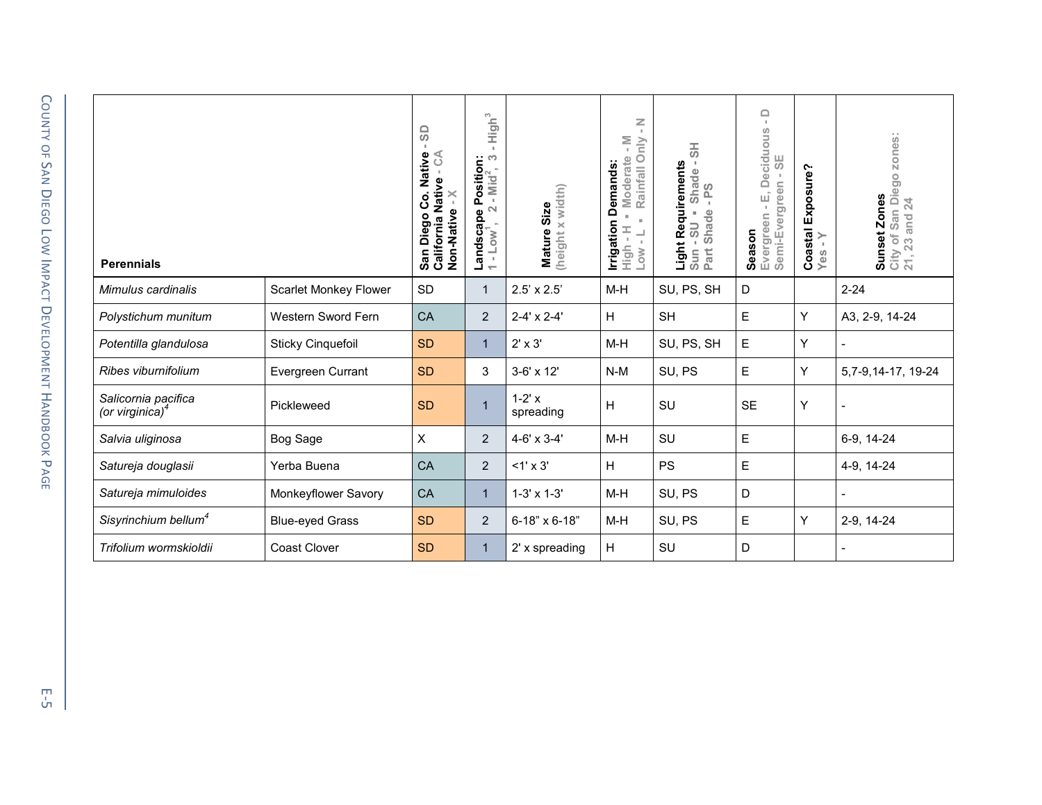| Perennials | | San Diego Co. Native - SD California Native - CA Non-Native - X | Landscape Position: 1 - Low[1], 2 - Mid[2], 3 - High[3] | Mature Size (height x width) | Irrigation Demands: High - H ▪ Moderate - M Low - L ▪ Rainfall Only - N | Light Requirements Sun - SU ▪ Shade - SH Part Shade - PS | Season Evergreen - E, Deciduous - D Semi-Evergreen - SE | Coastal Exposure? Yes - Y | Sunset Zones City of San Diego zones: 21, 23 and 24 |
|---|---|---|---|---|---|---|---|---|---|
| *Mimulus cardinalis* | Scarlet Monkey Flower | SD | 1 | 2.5' x 2.5' | M-H | SU, PS, SH | D | | 2-24 |
| *Polystichum munitum* | Western Sword Fern | CA | 2 | 2-4' x 2-4' | H | SH | E | Y | A3, 2-9, 14-24 |
| *Potentilla glandulosa* | Sticky Cinquefoil | SD | 1 | 2' x 3' | M-H | SU, PS, SH | E | Y | - |
| *Ribes viburnifolium* | Evergreen Currant | SD | 3 | 3-6' x 12' | N-M | SU, PS | E | Y | 5,7-9,14-17, 19-24 |
| *Salicornia pacifica (or virginica)*[4] | Pickleweed | SD | 1 | 1-2' x spreading | H | SU | SE | Y | - |
| *Salvia uliginosa* | Bog Sage | X | 2 | 4-6' x 3-4' | M-H | SU | E | | 6-9, 14-24 |
| *Satureja douglasii* | Yerba Buena | CA | 2 | <1' x 3' | H | PS | E | | 4-9, 14-24 |
| *Satureja mimuloides* | Monkeyflower Savory | CA | 1 | 1-3' x 1-3' | M-H | SU, PS | D | | - |
| *Sisyrinchium bellum*[4] | Blue-eyed Grass | SD | 2 | 6-18" x 6-18" | M-H | SU, PS | E | Y | 2-9, 14-24 |
| *Trifolium wormskioldii* | Coast Clover | SD | 1 | 2' x spreading | H | SU | D | | - |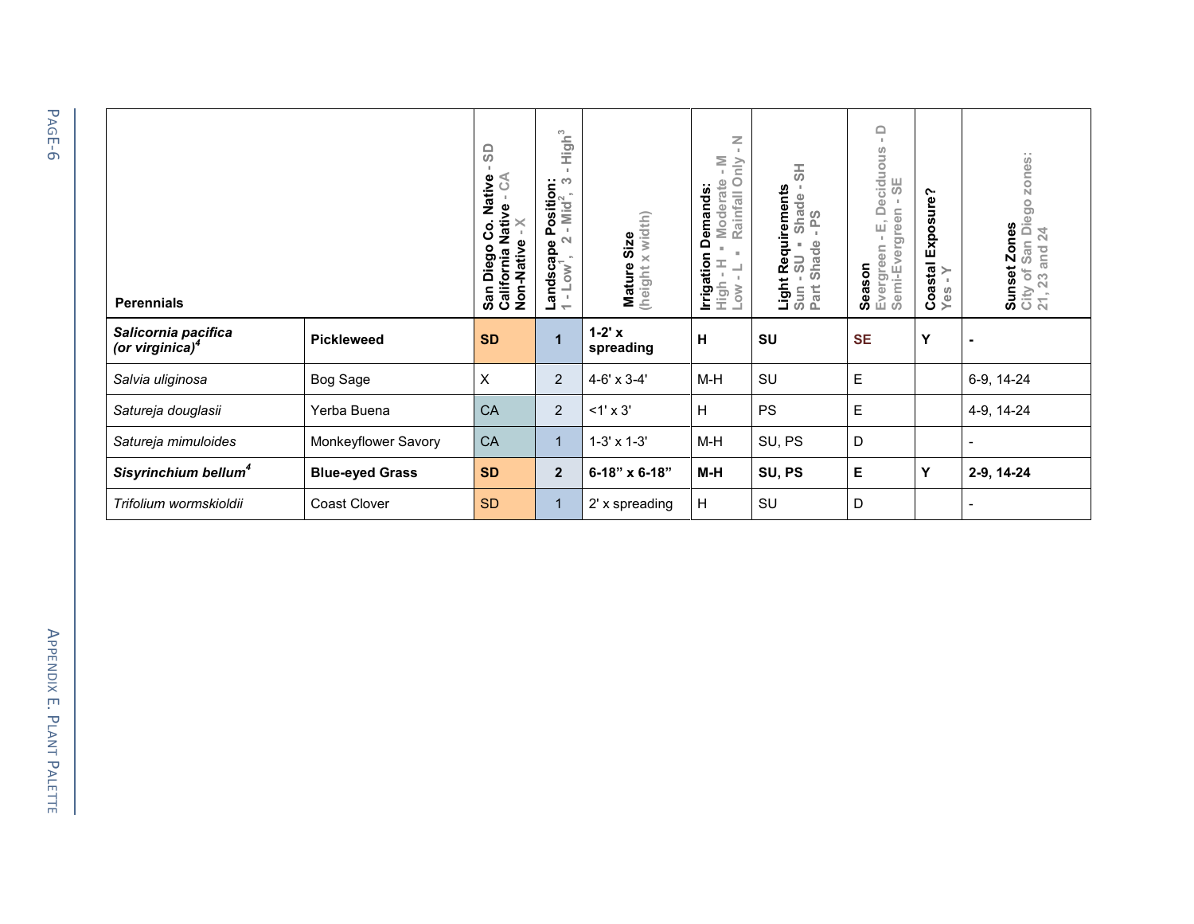| Perennials | | San Diego Co. Native - SD California Native - CA Non-Native - X | Landscape Position: 1 - Low[1], 2 - Mid[2], 3 - High[3] | Mature Size (height x width) | Irrigation Demands: High - H ▪ Moderate - M Low - L ▪ Rainfall Only - N | Light Requirements Sun - SU ▪ Shade - SH Part Shade - PS | Season Evergreen - E, Deciduous - D Semi-Evergreen - SE | Coastal Exposure? Yes - Y | Sunset Zones City of San Diego zones: 21, 23 and 24 |
|---|---|---|---|---|---|---|---|---|---|
| ***Salicornia pacifica (or virginica)[4]*** | **Pickleweed** | **SD** | **1** | **1-2' x spreading** | **H** | **SU** | **SE** | **Y** | **-** |
| *Salvia uliginosa* | Bog Sage | X | 2 | 4-6' x 3-4' | M-H | SU | E | | 6-9, 14-24 |
| *Satureja douglasii* | Yerba Buena | CA | 2 | <1' x 3' | H | PS | E | | 4-9, 14-24 |
| *Satureja mimuloides* | Monkeyflower Savory | CA | 1 | 1-3' x 1-3' | M-H | SU, PS | D | | - |
| ***Sisyrinchium bellum[4]*** | **Blue-eyed Grass** | **SD** | **2** | **6-18" x 6-18"** | **M-H** | **SU, PS** | **E** | **Y** | **2-9, 14-24** |
| *Trifolium wormskioldii* | Coast Clover | SD | 1 | 2' x spreading | H | SU | D | | - |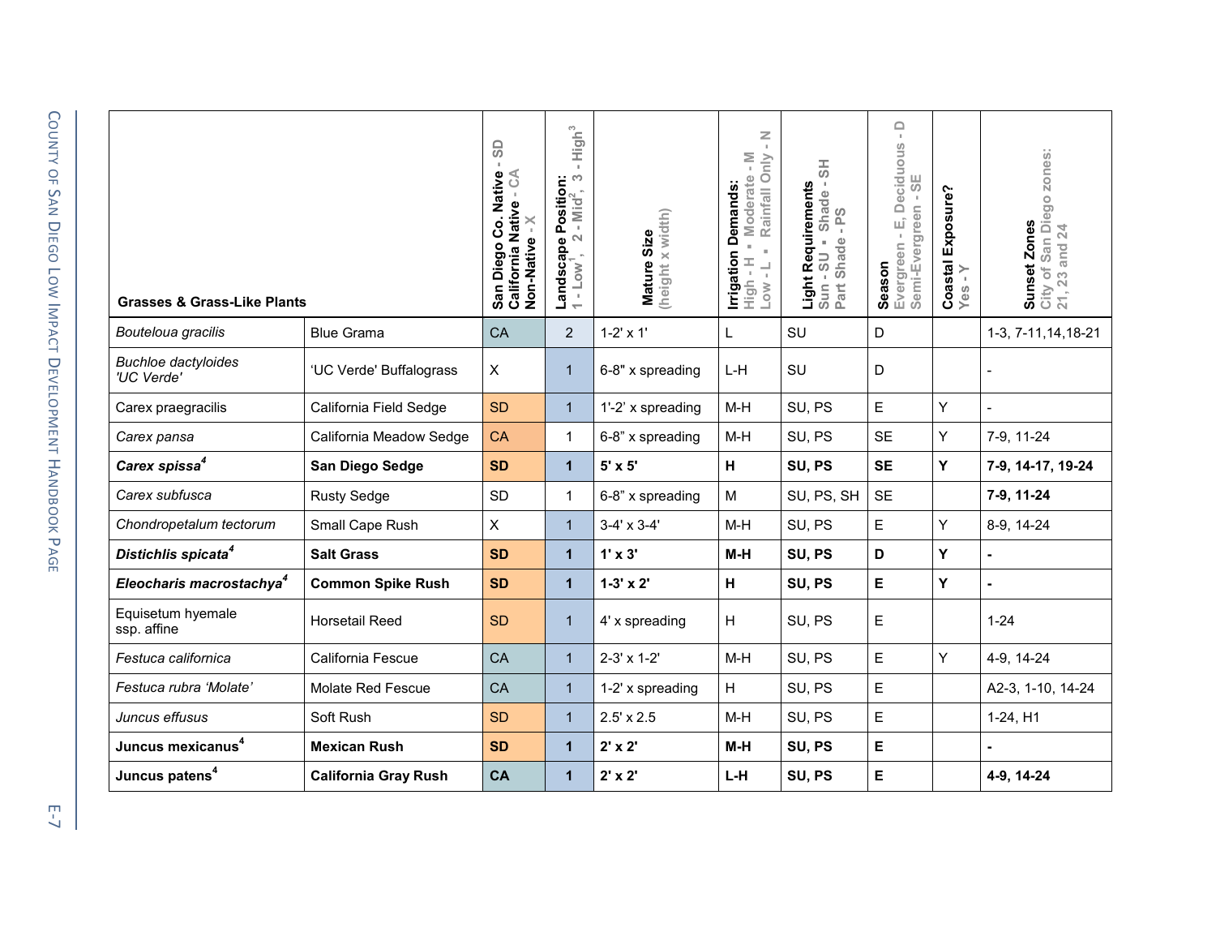| Grasses & Grass-Like Plants | | San Diego Co. Native - SD California Native - CA Non-Native - X | Landscape Position: 1 - Low[1], 2 - Mid[2], 3 - High[3] | Mature Size (height x width) | Irrigation Demands: High - H ▪ Moderate - M Low - L ▪ Rainfall Only - N | Light Requirements Sun - SU ▪ Shade - SH Part Shade - PS | Season Evergreen - E, Deciduous - D Semi-Evergreen - SE | Coastal Exposure? Yes - Y | Sunset Zones City of San Diego zones: 21, 23 and 24 |
|---|---|---|---|---|---|---|---|---|---|
| *Bouteloua gracilis* | Blue Grama | CA | 2 | 1-2' x 1' | L | SU | D | | 1-3, 7-11,14,18-21 |
| *Buchloe dactyloides 'UC Verde'* | 'UC Verde' Buffalograss | X | 1 | 6-8" x spreading | L-H | SU | D | | - |
| Carex praegracilis | California Field Sedge | SD | 1 | 1'-2' x spreading | M-H | SU, PS | E | Y | - |
| *Carex pansa* | California Meadow Sedge | CA | 1 | 6-8" x spreading | M-H | SU, PS | SE | Y | 7-9, 11-24 |
| ***Carex spissa*[4]** | **San Diego Sedge** | **SD** | **1** | **5' x 5'** | **H** | **SU, PS** | **SE** | **Y** | **7-9, 14-17, 19-24** |
| *Carex subfusca* | Rusty Sedge | SD | 1 | 6-8" x spreading | M | SU, PS, SH | SE | | **7-9, 11-24** |
| *Chondropetalum tectorum* | Small Cape Rush | X | 1 | 3-4' x 3-4' | M-H | SU, PS | E | Y | 8-9, 14-24 |
| ***Distichlis spicata*[4]** | **Salt Grass** | **SD** | **1** | **1' x 3'** | **M-H** | **SU, PS** | **D** | **Y** | **-** |
| ***Eleocharis macrostachya*[4]** | **Common Spike Rush** | **SD** | **1** | **1-3' x 2'** | **H** | **SU, PS** | **E** | **Y** | **-** |
| Equisetum hyemale ssp. affine | Horsetail Reed | SD | 1 | 4' x spreading | H | SU, PS | E | | 1-24 |
| *Festuca californica* | California Fescue | CA | 1 | 2-3' x 1-2' | M-H | SU, PS | E | Y | 4-9, 14-24 |
| *Festuca rubra 'Molate'* | Molate Red Fescue | CA | 1 | 1-2' x spreading | H | SU, PS | E | | A2-3, 1-10, 14-24 |
| *Juncus effusus* | Soft Rush | SD | 1 | 2.5' x 2.5 | M-H | SU, PS | E | | 1-24, H1 |
| **Juncus mexicanus[4]** | **Mexican Rush** | **SD** | **1** | **2' x 2'** | **M-H** | **SU, PS** | **E** | | **-** |
| **Juncus patens[4]** | **California Gray Rush** | **CA** | **1** | **2' x 2'** | **L-H** | **SU, PS** | **E** | | **4-9, 14-24** |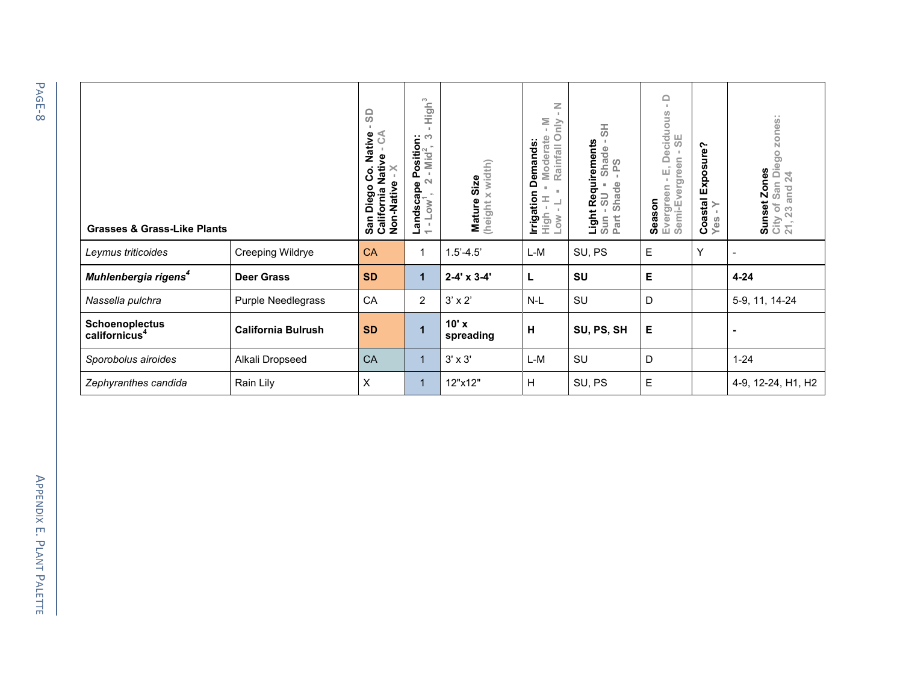| Grasses & Grass-Like Plants | | San Diego Co. Native - SD California Native - CA Non-Native - X | Landscape Position: 1 - Low[1], 2 - Mid[2], 3 - High[3] | Mature Size (height x width) | Irrigation Demands: High - H ▪ Moderate - M Low - L ▪ Rainfall Only - N | Light Requirements Sun - SU ▪ Shade - SH Part Shade - PS | Season Evergreen - E, Deciduous - D Semi-Evergreen - SE | Coastal Exposure? Yes - Y | Sunset Zones City of San Diego zones: 21, 23 and 24 |
|---|---|---|---|---|---|---|---|---|---|
| *Leymus triticoides* | Creeping Wildrye | CA | 1 | 1.5'-4.5' | L-M | SU, PS | E | Y | - |
| ***Muhlenbergia rigens***[4] | **Deer Grass** | **SD** | **1** | **2-4' x 3-4'** | **L** | **SU** | **E** | | **4-24** |
| *Nassella pulchra* | Purple Needlegrass | CA | 2 | 3' x 2' | N-L | SU | D | | 5-9, 11, 14-24 |
| **Schoenoplectus californicus**[4] | **California Bulrush** | **SD** | **1** | **10' x spreading** | **H** | **SU, PS, SH** | **E** | | **-** |
| *Sporobolus airoides* | Alkali Dropseed | CA | 1 | 3' x 3' | L-M | SU | D | | 1-24 |
| *Zephyranthes candida* | Rain Lily | X | 1 | 12"x12" | H | SU, PS | E | | 4-9, 12-24, H1, H2 |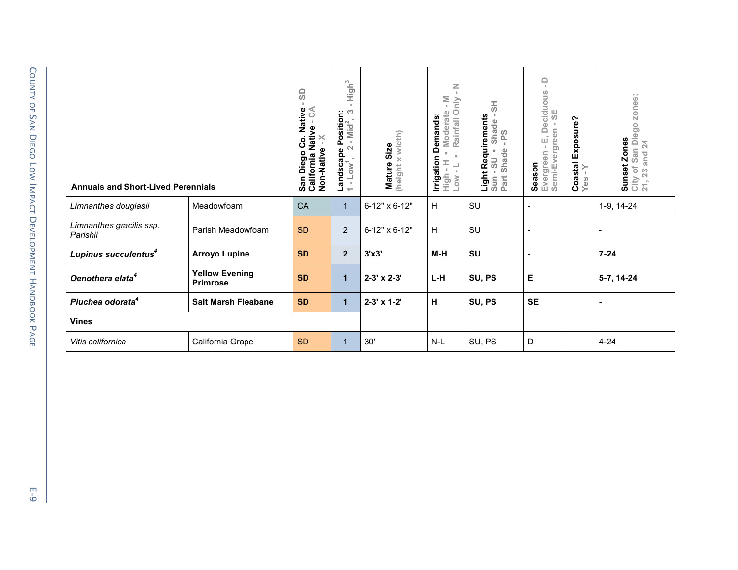| Annuals and Short-Lived Perennials | | San Diego Co. Native - SD California Native - CA Non-Native - X | Landscape Position: 1 - Low[1], 2 - Mid[2], 3 - High[3] | Mature Size (height x width) | Irrigation Demands: High - H ▪ Moderate - M Low - L ▪ Rainfall Only - N | Light Requirements Sun - SU ▪ Shade - SH Part Shade - PS | Season Evergreen - E, Deciduous - D Semi-Evergreen - SE | Coastal Exposure? Yes - Y | Sunset Zones City of San Diego zones: 21, 23 and 24 |
|---|---|---|---|---|---|---|---|---|---|
| *Limnanthes douglasii* | Meadowfoam | CA | 1 | 6-12" x 6-12" | H | SU | - | | 1-9, 14-24 |
| *Limnanthes gracilis ssp. Parishii* | Parish Meadowfoam | SD | 2 | 6-12" x 6-12" | H | SU | - | | - |
| ***Lupinus succulentus***[4] | **Arroyo Lupine** | **SD** | **2** | **3'x3'** | **M-H** | **SU** | **-** | | **7-24** |
| ***Oenothera elata***[4] | **Yellow Evening Primrose** | **SD** | **1** | **2-3' x 2-3'** | **L-H** | **SU, PS** | **E** | | **5-7, 14-24** |
| ***Pluchea odorata***[4] | **Salt Marsh Fleabane** | **SD** | **1** | **2-3' x 1-2'** | **H** | **SU, PS** | **SE** | | **-** |
| **Vines** | | | | | | | | | |
| *Vitis californica* | California Grape | SD | 1 | 30' | N-L | SU, PS | D | | 4-24 |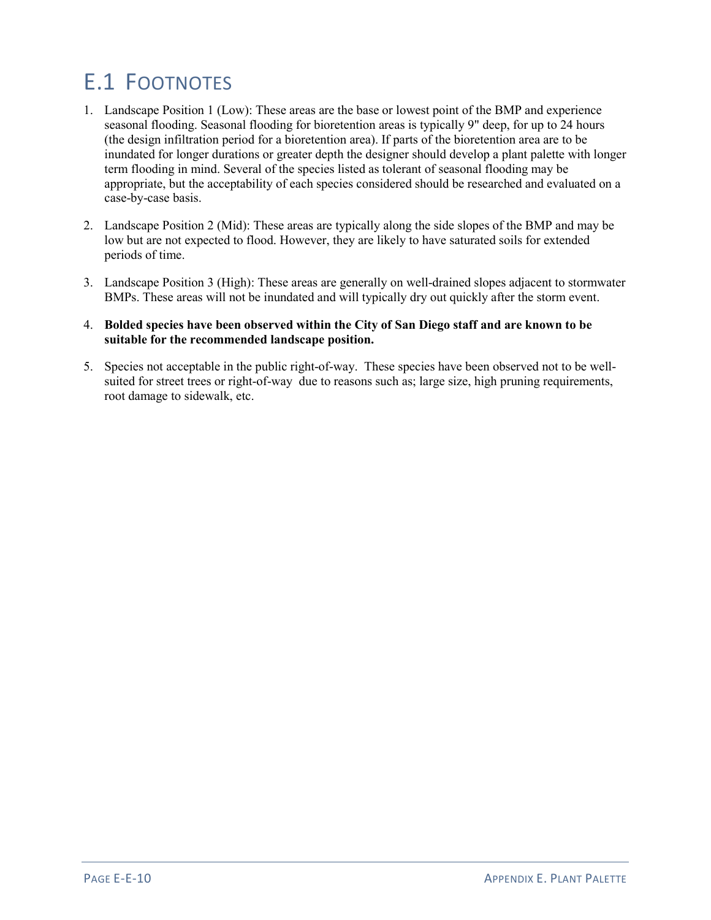# E.1 Footnotes

1. Landscape Position 1 (Low): These areas are the base or lowest point of the BMP and experience seasonal flooding. Seasonal flooding for bioretention areas is typically 9" deep, for up to 24 hours (the design infiltration period for a bioretention area). If parts of the bioretention area are to be inundated for longer durations or greater depth the designer should develop a plant palette with longer term flooding in mind. Several of the species listed as tolerant of seasonal flooding may be appropriate, but the acceptability of each species considered should be researched and evaluated on a case-by-case basis.

2. Landscape Position 2 (Mid): These areas are typically along the side slopes of the BMP and may be low but are not expected to flood. However, they are likely to have saturated soils for extended periods of time.

3. Landscape Position 3 (High): These areas are generally on well-drained slopes adjacent to stormwater BMPs. These areas will not be inundated and will typically dry out quickly after the storm event.

4. **Bolded species have been observed within the City of San Diego staff and are known to be suitable for the recommended landscape position.**

5. Species not acceptable in the public right-of-way. These species have been observed not to be well-suited for street trees or right-of-way due to reasons such as; large size, high pruning requirements, root damage to sidewalk, etc.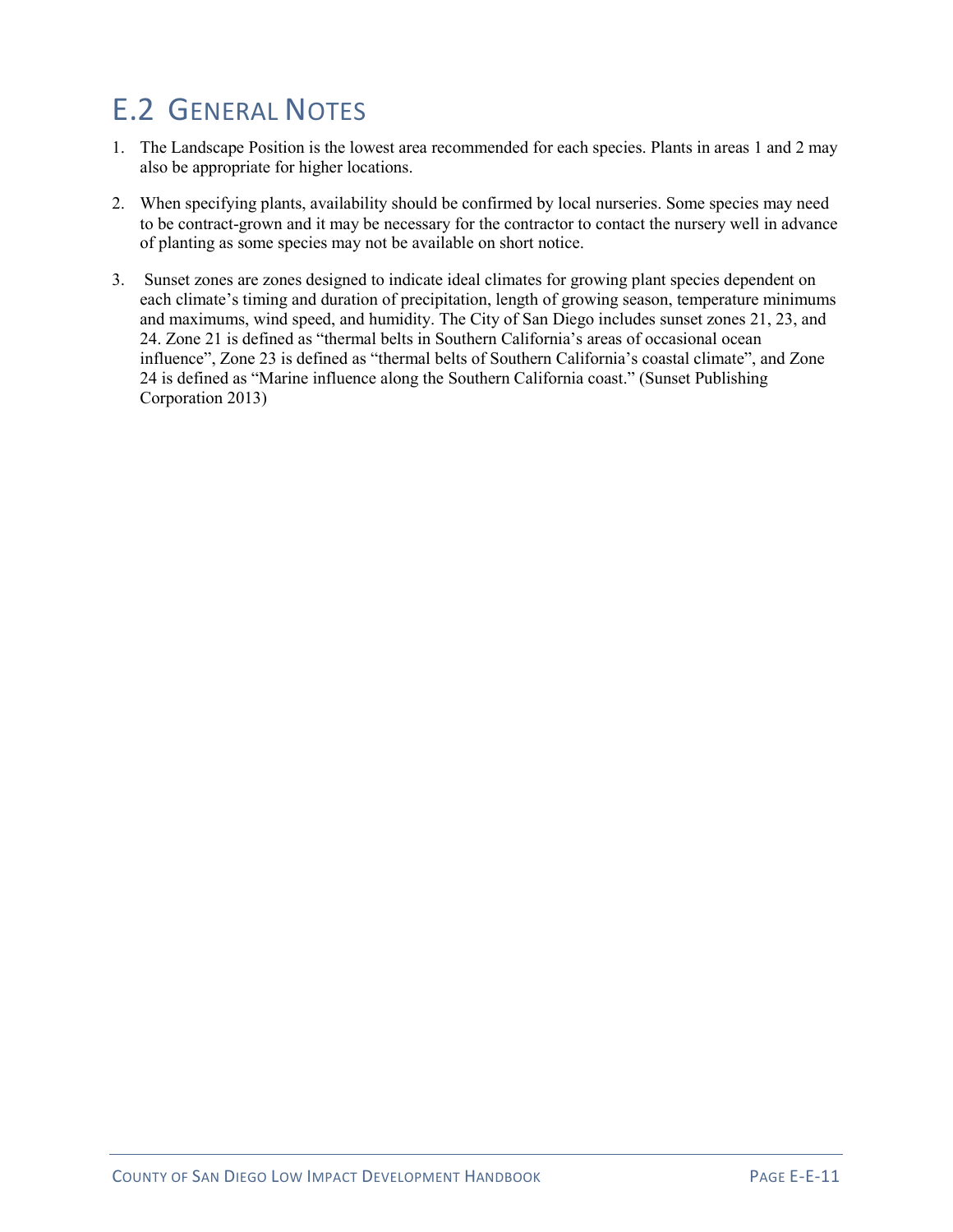## E.2 General Notes

1. The Landscape Position is the lowest area recommended for each species. Plants in areas 1 and 2 may also be appropriate for higher locations.

2. When specifying plants, availability should be confirmed by local nurseries. Some species may need to be contract-grown and it may be necessary for the contractor to contact the nursery well in advance of planting as some species may not be available on short notice.

3. Sunset zones are zones designed to indicate ideal climates for growing plant species dependent on each climate's timing and duration of precipitation, length of growing season, temperature minimums and maximums, wind speed, and humidity. The City of San Diego includes sunset zones 21, 23, and 24. Zone 21 is defined as "thermal belts in Southern California's areas of occasional ocean influence", Zone 23 is defined as "thermal belts of Southern California's coastal climate", and Zone 24 is defined as "Marine influence along the Southern California coast." (Sunset Publishing Corporation 2013)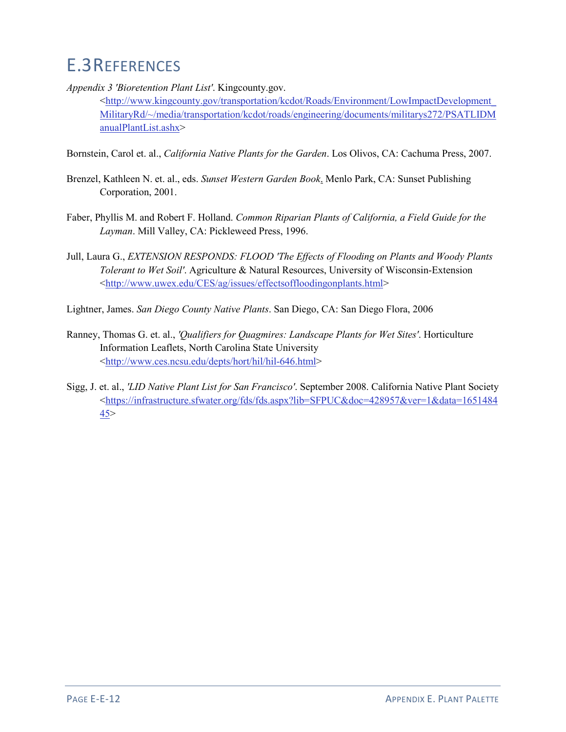# E.3 References

*Appendix 3 'Bioretention Plant List'*. Kingcounty.gov. <http://www.kingcounty.gov/transportation/kcdot/Roads/Environment/LowImpactDevelopment_MilitaryRd/~/media/transportation/kcdot/roads/engineering/documents/militarys272/PSATLIDManualPlantList.ashx>

Bornstein, Carol et. al., *California Native Plants for the Garden*. Los Olivos, CA: Cachuma Press, 2007.

Brenzel, Kathleen N. et. al., eds. *Sunset Western Garden Book*. Menlo Park, CA: Sunset Publishing Corporation, 2001.

Faber, Phyllis M. and Robert F. Holland. *Common Riparian Plants of California, a Field Guide for the Layman*. Mill Valley, CA: Pickleweed Press, 1996.

Jull, Laura G., *EXTENSION RESPONDS: FLOOD 'The Effects of Flooding on Plants and Woody Plants Tolerant to Wet Soil'*. Agriculture & Natural Resources, University of Wisconsin-Extension <http://www.uwex.edu/CES/ag/issues/effectsoffloodingonplants.html>

Lightner, James. *San Diego County Native Plants*. San Diego, CA: San Diego Flora, 2006

Ranney, Thomas G. et. al., *'Qualifiers for Quagmires: Landscape Plants for Wet Sites'*. Horticulture Information Leaflets, North Carolina State University <http://www.ces.ncsu.edu/depts/hort/hil/hil-646.html>

Sigg, J. et. al., *'LID Native Plant List for San Francisco'*. September 2008. California Native Plant Society <https://infrastructure.sfwater.org/fds/fds.aspx?lib=SFPUC&doc=428957&ver=1&data=165148445>